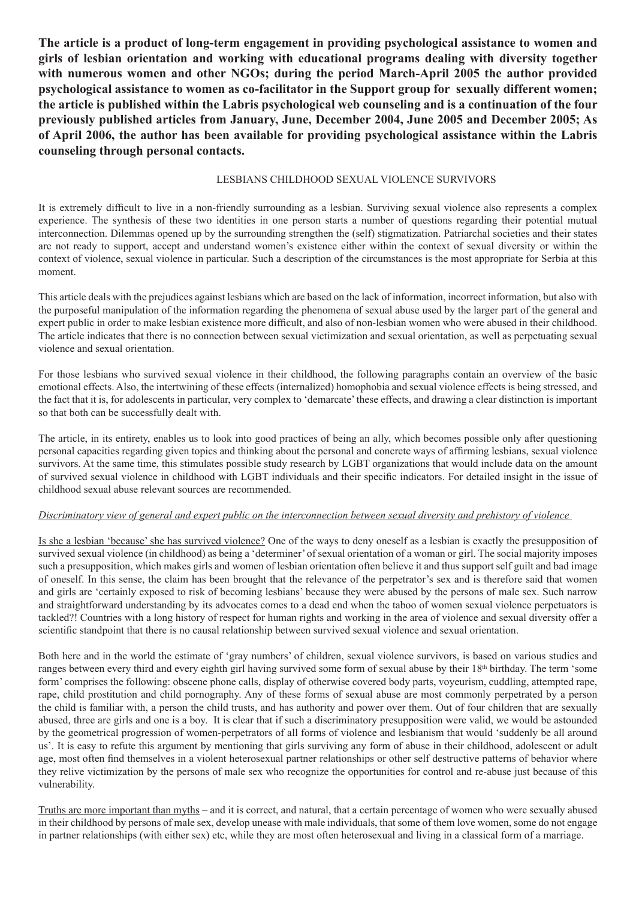**The article is a product of long-term engagement in providing psychological assistance to women and girls of lesbian orientation and working with educational programs dealing with diversity together with numerous women and other NGOs; during the period March-April 2005 the author provided psychological assistance to women as co-facilitator in the Support group for sexually different women; the article is published within the Labris psychological web counseling and is a continuation of the four previously published articles from January, June, December 2004, June 2005 and December 2005; As of April 2006, the author has been available for providing psychological assistance within the Labris counseling through personal contacts.**

# LESBIANS CHILDHOOD SEXUAL VIOLENCE SURVIVORS

It is extremely difficult to live in a non-friendly surrounding as a lesbian. Surviving sexual violence also represents a complex experience. The synthesis of these two identities in one person starts a number of questions regarding their potential mutual interconnection. Dilemmas opened up by the surrounding strengthen the (self) stigmatization. Patriarchal societies and their states are not ready to support, accept and understand women's existence either within the context of sexual diversity or within the context of violence, sexual violence in particular. Such a description of the circumstances is the most appropriate for Serbia at this moment.

This article deals with the prejudices against lesbians which are based on the lack of information, incorrect information, but also with the purposeful manipulation of the information regarding the phenomena of sexual abuse used by the larger part of the general and expert public in order to make lesbian existence more difficult, and also of non-lesbian women who were abused in their childhood. The article indicates that there is no connection between sexual victimization and sexual orientation, as well as perpetuating sexual violence and sexual orientation.

For those lesbians who survived sexual violence in their childhood, the following paragraphs contain an overview of the basic emotional effects. Also, the intertwining of these effects (internalized) homophobia and sexual violence effects is being stressed, and the fact that it is, for adolescents in particular, very complex to 'demarcate' these effects, and drawing a clear distinction is important so that both can be successfully dealt with.

The article, in its entirety, enables us to look into good practices of being an ally, which becomes possible only after questioning personal capacities regarding given topics and thinking about the personal and concrete ways of affirming lesbians, sexual violence survivors. At the same time, this stimulates possible study research by LGBT organizations that would include data on the amount of survived sexual violence in childhood with LGBT individuals and their specific indicators. For detailed insight in the issue of childhood sexual abuse relevant sources are recommended.

*Discriminatory view of general and expert public on the interconnection between sexual diversity and prehistory of violence*

Is she a lesbian 'because' she has survived violence? One of the ways to deny oneself as a lesbian is exactly the presupposition of survived sexual violence (in childhood) as being a 'determiner' of sexual orientation of a woman or girl. The social majority imposes such a presupposition, which makes girls and women of lesbian orientation often believe it and thus support self guilt and bad image of oneself. In this sense, the claim has been brought that the relevance of the perpetrator's sex and is therefore said that women and girls are 'certainly exposed to risk of becoming lesbians' because they were abused by the persons of male sex. Such narrow and straightforward understanding by its advocates comes to a dead end when the taboo of women sexual violence perpetuators is tackled?! Countries with a long history of respect for human rights and working in the area of violence and sexual diversity offer a scientific standpoint that there is no causal relationship between survived sexual violence and sexual orientation.

Both here and in the world the estimate of 'gray numbers' of children, sexual violence survivors, is based on various studies and ranges between every third and every eighth girl having survived some form of sexual abuse by their 18th birthday. The term 'some form' comprises the following: obscene phone calls, display of otherwise covered body parts, voyeurism, cuddling, attempted rape, rape, child prostitution and child pornography. Any of these forms of sexual abuse are most commonly perpetrated by a person the child is familiar with, a person the child trusts, and has authority and power over them. Out of four children that are sexually abused, three are girls and one is a boy. It is clear that if such a discriminatory presupposition were valid, we would be astounded by the geometrical progression of women-perpetrators of all forms of violence and lesbianism that would 'suddenly be all around us'. It is easy to refute this argument by mentioning that girls surviving any form of abuse in their childhood, adolescent or adult age, most often find themselves in a violent heterosexual partner relationships or other self destructive patterns of behavior where they relive victimization by the persons of male sex who recognize the opportunities for control and re-abuse just because of this vulnerability.

Truths are more important than myths – and it is correct, and natural, that a certain percentage of women who were sexually abused in their childhood by persons of male sex, develop unease with male individuals, that some of them love women, some do not engage in partner relationships (with either sex) etc, while they are most often heterosexual and living in a classical form of a marriage.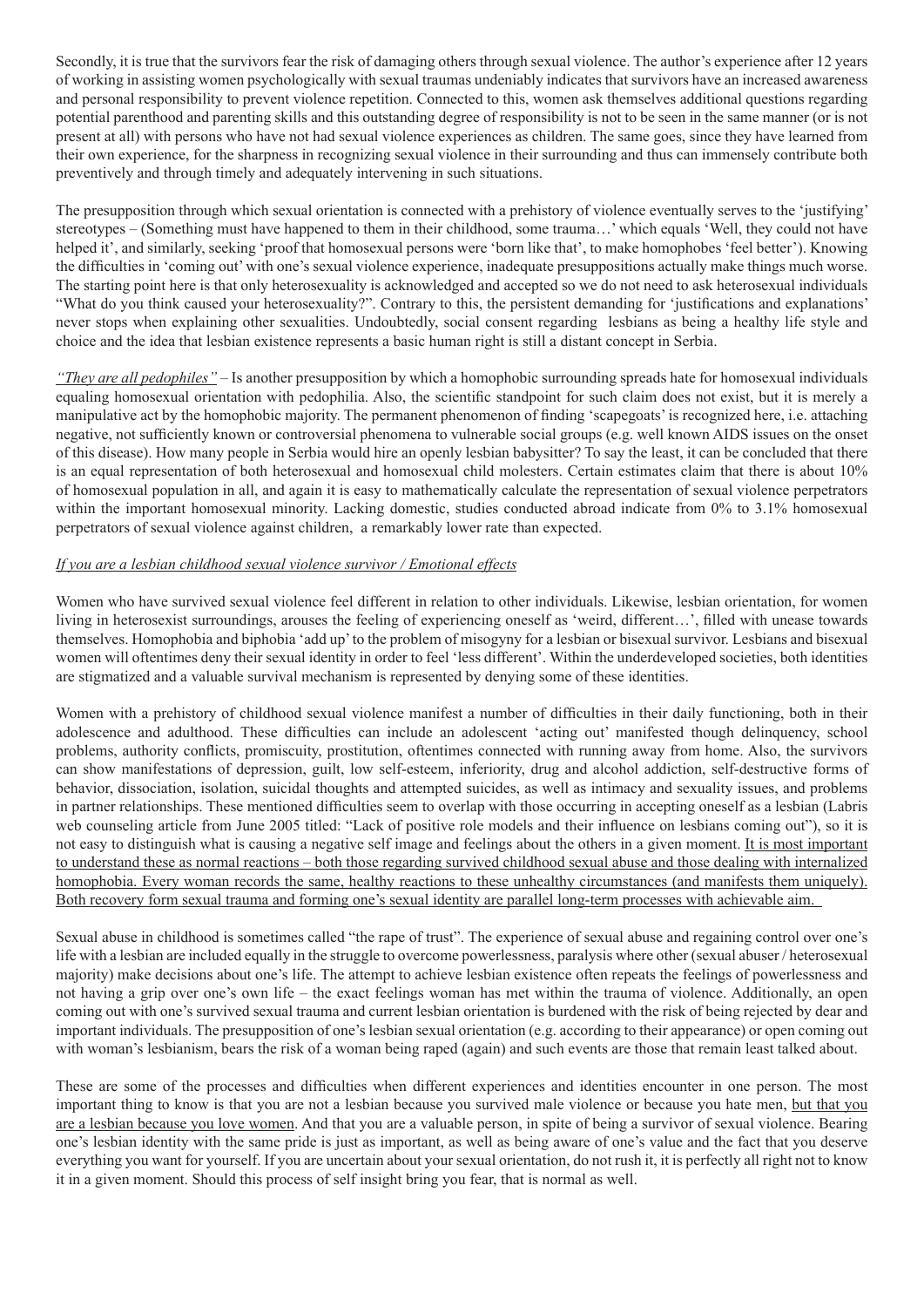Secondly, it is true that the survivors fear the risk of damaging others through sexual violence. The author's experience after 12 years of working in assisting women psychologically with sexual traumas undeniably indicates that survivors have an increased awareness and personal responsibility to prevent violence repetition. Connected to this, women ask themselves additional questions regarding potential parenthood and parenting skills and this outstanding degree of responsibility is not to be seen in the same manner (or is not present at all) with persons who have not had sexual violence experiences as children. The same goes, since they have learned from their own experience, for the sharpness in recognizing sexual violence in their surrounding and thus can immensely contribute both preventively and through timely and adequately intervening in such situations.

The presupposition through which sexual orientation is connected with a prehistory of violence eventually serves to the 'justifying' stereotypes – (Something must have happened to them in their childhood, some trauma…' which equals 'Well, they could not have helped it', and similarly, seeking 'proof that homosexual persons were 'born like that', to make homophobes 'feel better'). Knowing the difficulties in 'coming out' with one's sexual violence experience, inadequate presuppositions actually make things much worse. The starting point here is that only heterosexuality is acknowledged and accepted so we do not need to ask heterosexual individuals "What do you think caused your heterosexuality?". Contrary to this, the persistent demanding for 'justifications and explanations' never stops when explaining other sexualities. Undoubtedly, social consent regarding lesbians as being a healthy life style and choice and the idea that lesbian existence represents a basic human right is still a distant concept in Serbia.

*"They are all pedophiles"* – Is another presupposition by which a homophobic surrounding spreads hate for homosexual individuals equaling homosexual orientation with pedophilia. Also, the scientific standpoint for such claim does not exist, but it is merely a manipulative act by the homophobic majority. The permanent phenomenon of finding 'scapegoats' is recognized here, i.e. attaching negative, not sufficiently known or controversial phenomena to vulnerable social groups (e.g. well known AIDS issues on the onset of this disease). How many people in Serbia would hire an openly lesbian babysitter? To say the least, it can be concluded that there is an equal representation of both heterosexual and homosexual child molesters. Certain estimates claim that there is about 10% of homosexual population in all, and again it is easy to mathematically calculate the representation of sexual violence perpetrators within the important homosexual minority. Lacking domestic, studies conducted abroad indicate from 0% to 3.1% homosexual perpetrators of sexual violence against children, a remarkably lower rate than expected.

## If you are a lesbian childhood sexual violence survivor / Emotional effects

Women who have survived sexual violence feel different in relation to other individuals. Likewise, lesbian orientation, for women living in heterosexist surroundings, arouses the feeling of experiencing oneself as 'weird, different…', filled with unease towards themselves. Homophobia and biphobia 'add up' to the problem of misogyny for a lesbian or bisexual survivor. Lesbians and bisexual women will oftentimes deny their sexual identity in order to feel 'less different'. Within the underdeveloped societies, both identities are stigmatized and a valuable survival mechanism is represented by denying some of these identities.

Women with a prehistory of childhood sexual violence manifest a number of difficulties in their daily functioning, both in their adolescence and adulthood. These difficulties can include an adolescent 'acting out' manifested though delinquency, school problems, authority conflicts, promiscuity, prostitution, oftentimes connected with running away from home. Also, the survivors can show manifestations of depression, guilt, low self-esteem, inferiority, drug and alcohol addiction, self-destructive forms of behavior, dissociation, isolation, suicidal thoughts and attempted suicides, as well as intimacy and sexuality issues, and problems in partner relationships. These mentioned difficulties seem to overlap with those occurring in accepting oneself as a lesbian (Labris web counseling article from June 2005 titled: "Lack of positive role models and their influence on lesbians coming out"), so it is not easy to distinguish what is causing a negative self image and feelings about the others in a given moment. It is most important to understand these as normal reactions – both those regarding survived childhood sexual abuse and those dealing with internalized homophobia. Every woman records the same, healthy reactions to these unhealthy circumstances (and manifests them uniquely). Both recovery form sexual trauma and forming one's sexual identity are parallel long-term processes with achievable aim.

Sexual abuse in childhood is sometimes called "the rape of trust". The experience of sexual abuse and regaining control over one's life with a lesbian are included equally in the struggle to overcome powerlessness, paralysis where other (sexual abuser / heterosexual majority) make decisions about one's life. The attempt to achieve lesbian existence often repeats the feelings of powerlessness and not having a grip over one's own life – the exact feelings woman has met within the trauma of violence. Additionally, an open coming out with one's survived sexual trauma and current lesbian orientation is burdened with the risk of being rejected by dear and important individuals. The presupposition of one's lesbian sexual orientation (e.g. according to their appearance) or open coming out with woman's lesbianism, bears the risk of a woman being raped (again) and such events are those that remain least talked about.

These are some of the processes and difficulties when different experiences and identities encounter in one person. The most important thing to know is that you are not a lesbian because you survived male violence or because you hate men, but that you are a lesbian because you love women. And that you are a valuable person, in spite of being a survivor of sexual violence. Bearing one's lesbian identity with the same pride is just as important, as well as being aware of one's value and the fact that you deserve everything you want for yourself. If you are uncertain about your sexual orientation, do not rush it, it is perfectly all right not to know it in a given moment. Should this process of self insight bring you fear, that is normal as well.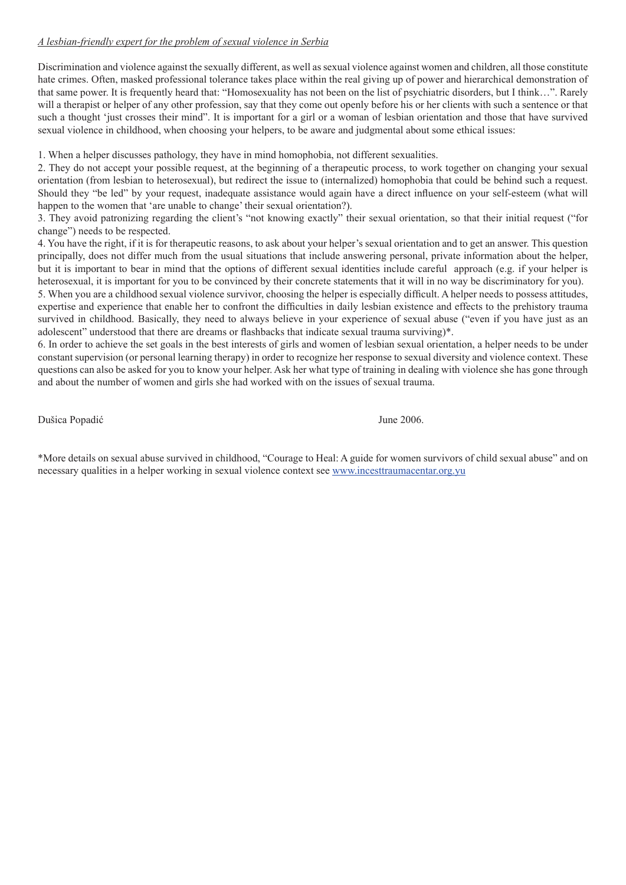*<u>A lesbian-friendly expert for the problem of sexual violence in Serbia</u>*

Discrimination and violence against the sexually different, as well as sexual violence against women and children, all those constitute hate crimes. Often, masked professional tolerance takes place within the real giving up of power and hierarchical demonstration of that same power. It is frequently heard that: "Homosexuality has not been on the list of psychiatric disorders, but I think…". Rarely will a therapist or helper of any other profession, say that they come out openly before his or her clients with such a sentence or that such a thought 'just crosses their mind". It is important for a girl or a woman of lesbian orientation and those that have survived sexual violence in childhood, when choosing your helpers, to be aware and judgmental about some ethical issues:

1. When a helper discusses pathology, they have in mind homophobia, not different sexualities.
2. They do not accept your possible request, at the beginning of a therapeutic process, to work together on changing your sexual orientation (from lesbian to heterosexual), but redirect the issue to (internalized) homophobia that could be behind such a request. Should they "be led" by your request, inadequate assistance would again have a direct influence on your self-esteem (what will happen to the women that 'are unable to change' their sexual orientation?).
3. They avoid patronizing regarding the client's "not knowing exactly" their sexual orientation, so that their initial request ("for change") needs to be respected.
4. You have the right, if it is for therapeutic reasons, to ask about your helper's sexual orientation and to get an answer. This question principally, does not differ much from the usual situations that include answering personal, private information about the helper, but it is important to bear in mind that the options of different sexual identities include careful approach (e.g. if your helper is heterosexual, it is important for you to be convinced by their concrete statements that it will in no way be discriminatory for you).
5. When you are a childhood sexual violence survivor, choosing the helper is especially difficult. A helper needs to possess attitudes, expertise and experience that enable her to confront the difficulties in daily lesbian existence and effects to the prehistory trauma survived in childhood. Basically, they need to always believe in your experience of sexual abuse ("even if you have just as an adolescent" understood that there are dreams or flashbacks that indicate sexual trauma surviving)*.
6. In order to achieve the set goals in the best interests of girls and women of lesbian sexual orientation, a helper needs to be under constant supervision (or personal learning therapy) in order to recognize her response to sexual diversity and violence context. These questions can also be asked for you to know your helper. Ask her what type of training in dealing with violence she has gone through and about the number of women and girls she had worked with on the issues of sexual trauma.

Dušica Popadić June 2006.

*More details on sexual abuse survived in childhood, "Courage to Heal: A guide for women survivors of child sexual abuse" and on necessary qualities in a helper working in sexual violence context see www.incesttraumacentar.org.yu